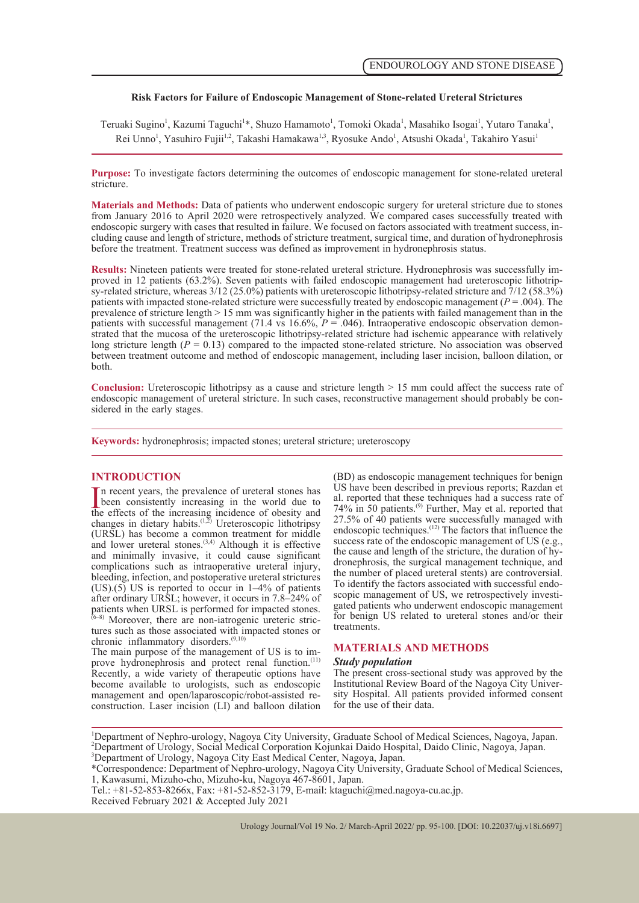ENDOUROLOGY AND STONE DISEASE

# Risk Factors for Failure of Endoscopic Management of Stone-related Ureteral Strictures

Teruaki Sugino[1], Kazumi Taguchi[1]*, Shuzo Hamamoto[1], Tomoki Okada[1], Masahiko Isogai[1], Yutaro Tanaka[1], Rei Unno[1], Yasuhiro Fujii[1,2], Takashi Hamakawa[1,3], Ryosuke Ando[1], Atsushi Okada[1], Takahiro Yasui[1]

**Purpose:** To investigate factors determining the outcomes of endoscopic management for stone-related ureteral stricture.

**Materials and Methods:** Data of patients who underwent endoscopic surgery for ureteral stricture due to stones from January 2016 to April 2020 were retrospectively analyzed. We compared cases successfully treated with endoscopic surgery with cases that resulted in failure. We focused on factors associated with treatment success, including cause and length of stricture, methods of stricture treatment, surgical time, and duration of hydronephrosis before the treatment. Treatment success was defined as improvement in hydronephrosis status.

**Results:** Nineteen patients were treated for stone-related ureteral stricture. Hydronephrosis was successfully improved in 12 patients (63.2%). Seven patients with failed endoscopic management had ureteroscopic lithotripsy-related stricture, whereas 3/12 (25.0%) patients with ureteroscopic lithotripsy-related stricture and 7/12 (58.3%) patients with impacted stone-related stricture were successfully treated by endoscopic management ($P = .004$). The prevalence of stricture length > 15 mm was significantly higher in the patients with failed management than in the patients with successful management (71.4 vs 16.6%, $P = .046$). Intraoperative endoscopic observation demonstrated that the mucosa of the ureteroscopic lithotripsy-related stricture had ischemic appearance with relatively long stricture length ($P = 0.13$) compared to the impacted stone-related stricture. No association was observed between treatment outcome and method of endoscopic management, including laser incision, balloon dilation, or both.

**Conclusion:** Ureteroscopic lithotripsy as a cause and stricture length > 15 mm could affect the success rate of endoscopic management of ureteral stricture. In such cases, reconstructive management should probably be considered in the early stages.

**Keywords:** hydronephrosis; impacted stones; ureteral stricture; ureteroscopy

## INTRODUCTION

In recent years, the prevalence of ureteral stones has been consistently increasing in the world due to the effects of the increasing incidence of obesity and changes in dietary habits.[1,2] Ureteroscopic lithotripsy (URSL) has become a common treatment for middle and lower ureteral stones.[3,4] Although it is effective and minimally invasive, it could cause significant complications such as intraoperative ureteral injury, bleeding, infection, and postoperative ureteral strictures (US).(5) US is reported to occur in 1–4% of patients after ordinary URSL; however, it occurs in 7.8–24% of patients when URSL is performed for impacted stones.[6–8] Moreover, there are non-iatrogenic ureteric strictures such as those associated with impacted stones or chronic inflammatory disorders.[9,10]

The main purpose of the management of US is to improve hydronephrosis and protect renal function.[11] Recently, a wide variety of therapeutic options have become available to urologists, such as endoscopic management and open/laparoscopic/robot-assisted reconstruction. Laser incision (LI) and balloon dilation (BD) as endoscopic management techniques for benign US have been described in previous reports; Razdan et al. reported that these techniques had a success rate of 74% in 50 patients.[9] Further, May et al. reported that 27.5% of 40 patients were successfully managed with endoscopic techniques.[12] The factors that influence the success rate of the endoscopic management of US (e.g., the cause and length of the stricture, the duration of hydronephrosis, the surgical management technique, and the number of placed ureteral stents) are controversial. To identify the factors associated with successful endoscopic management of US, we retrospectively investigated patients who underwent endoscopic management for benign US related to ureteral stones and/or their treatments.

## MATERIALS AND METHODS

### Study population

The present cross-sectional study was approved by the Institutional Review Board of the Nagoya City University Hospital. All patients provided informed consent for the use of their data.

[1]Department of Nephro-urology, Nagoya City University, Graduate School of Medical Sciences, Nagoya, Japan.
[2]Department of Urology, Social Medical Corporation Kojunkai Daido Hospital, Daido Clinic, Nagoya, Japan.
[3]Department of Urology, Nagoya City East Medical Center, Nagoya, Japan.
*Correspondence: Department of Nephro-urology, Nagoya City University, Graduate School of Medical Sciences, 1, Kawasumi, Mizuho-cho, Mizuho-ku, Nagoya 467-8601, Japan.
Tel.: +81-52-853-8266x, Fax: +81-52-852-3179, E-mail: ktaguchi@med.nagoya-cu.ac.jp.
Received February 2021 & Accepted July 2021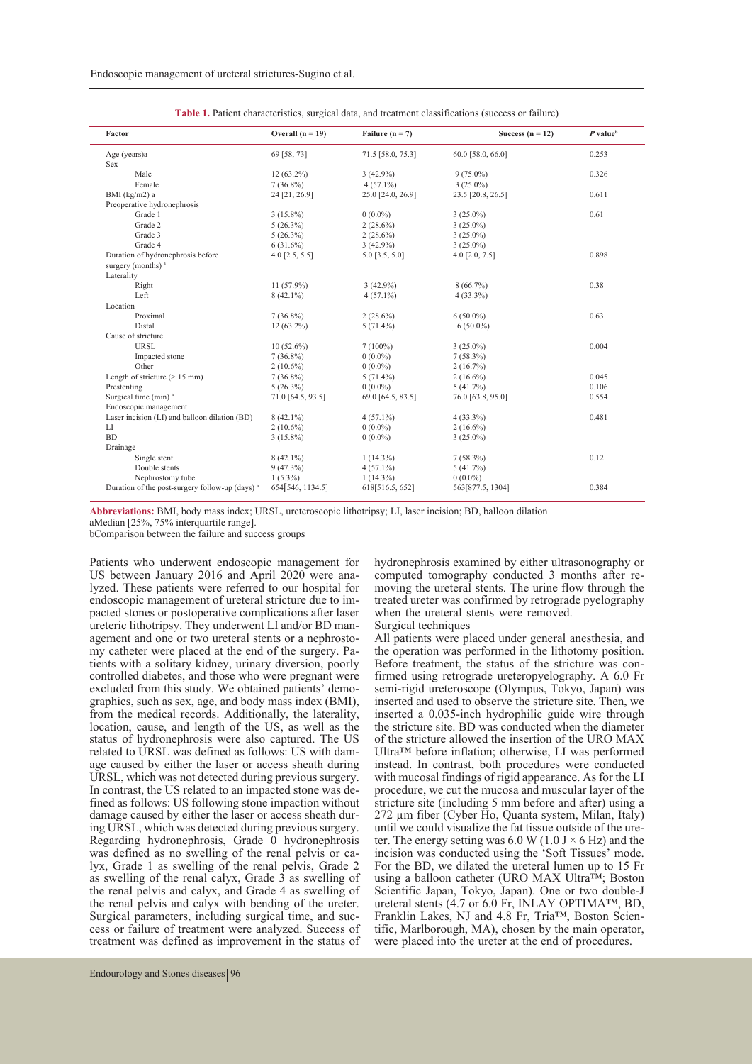**Table 1.** Patient characteristics, surgical data, and treatment classifications (success or failure)

| Factor | Overall (n = 19) | Failure (n = 7) | Success (n = 12) | *P* value[b] |
|---|---|---|---|---|
| Age (years)a | 69 [58, 73] | 71.5 [58.0, 75.3] | 60.0 [58.0, 66.0] | 0.253 |
| Sex | | | | |
| Male | 12 (63.2%) | 3 (42.9%) | 9 (75.0%) | 0.326 |
| Female | 7 (36.8%) | 4 (57.1%) | 3 (25.0%) | |
| BMI (kg/m2) a | 24 [21, 26.9] | 25.0 [24.0, 26.9] | 23.5 [20.8, 26.5] | 0.611 |
| Preoperative hydronephrosis | | | | |
| Grade 1 | 3 (15.8%) | 0 (0.0%) | 3 (25.0%) | 0.61 |
| Grade 2 | 5 (26.3%) | 2 (28.6%) | 3 (25.0%) | |
| Grade 3 | 5 (26.3%) | 2 (28.6%) | 3 (25.0%) | |
| Grade 4 | 6 (31.6%) | 3 (42.9%) | 3 (25.0%) | |
| Duration of hydronephrosis before surgery (months) [a] | 4.0 [2.5, 5.5] | 5.0 [3.5, 5.0] | 4.0 [2.0, 7.5] | 0.898 |
| Laterality | | | | |
| Right | 11 (57.9%) | 3 (42.9%) | 8 (66.7%) | 0.38 |
| Left | 8 (42.1%) | 4 (57.1%) | 4 (33.3%) | |
| Location | | | | |
| Proximal | 7 (36.8%) | 2 (28.6%) | 6 (50.0%) | 0.63 |
| Distal | 12 (63.2%) | 5 (71.4%) | 6 (50.0%) | |
| Cause of stricture | | | | |
| URSL | 10 (52.6%) | 7 (100%) | 3 (25.0%) | 0.004 |
| Impacted stone | 7 (36.8%) | 0 (0.0%) | 7 (58.3%) | |
| Other | 2 (10.6%) | 0 (0.0%) | 2 (16.7%) | |
| Length of stricture (> 15 mm) | 7 (36.8%) | 5 (71.4%) | 2 (16.6%) | 0.045 |
| Prestenting | 5 (26.3%) | 0 (0.0%) | 5 (41.7%) | 0.106 |
| Surgical time (min) [a] | 71.0 [64.5, 93.5] | 69.0 [64.5, 83.5] | 76.0 [63.8, 95.0] | 0.554 |
| Endoscopic management | | | | |
| Laser incision (LI) and balloon dilation (BD) | 8 (42.1%) | 4 (57.1%) | 4 (33.3%) | 0.481 |
| LI | 2 (10.6%) | 0 (0.0%) | 2 (16.6%) | |
| BD | 3 (15.8%) | 0 (0.0%) | 3 (25.0%) | |
| Drainage | | | | |
| Single stent | 8 (42.1%) | 1 (14.3%) | 7 (58.3%) | 0.12 |
| Double stents | 9 (47.3%) | 4 (57.1%) | 5 (41.7%) | |
| Nephrostomy tube | 1 (5.3%) | 1 (14.3%) | 0 (0.0%) | |
| Duration of the post-surgery follow-up (days) [a] | 654[546, 1134.5] | 618[516.5, 652] | 563[877.5, 1304] | 0.384 |

**Abbreviations:** BMI, body mass index; URSL, ureteroscopic lithotripsy; LI, laser incision; BD, balloon dilation

aMedian [25%, 75% interquartile range].

bComparison between the failure and success groups

Patients who underwent endoscopic management for US between January 2016 and April 2020 were analyzed. These patients were referred to our hospital for endoscopic management of ureteral stricture due to impacted stones or postoperative complications after laser ureteric lithotripsy. They underwent LI and/or BD management and one or two ureteral stents or a nephrostomy catheter were placed at the end of the surgery. Patients with a solitary kidney, urinary diversion, poorly controlled diabetes, and those who were pregnant were excluded from this study. We obtained patients' demographics, such as sex, age, and body mass index (BMI), from the medical records. Additionally, the laterality, location, cause, and length of the US, as well as the status of hydronephrosis were also captured. The US related to URSL was defined as follows: US with damage caused by either the laser or access sheath during URSL, which was not detected during previous surgery. In contrast, the US related to an impacted stone was defined as follows: US following stone impaction without damage caused by either the laser or access sheath during URSL, which was detected during previous surgery. Regarding hydronephrosis, Grade 0 hydronephrosis was defined as no swelling of the renal pelvis or calyx, Grade 1 as swelling of the renal pelvis, Grade 2 as swelling of the renal calyx, Grade 3 as swelling of the renal pelvis and calyx, and Grade 4 as swelling of the renal pelvis and calyx with bending of the ureter. Surgical parameters, including surgical time, and success or failure of treatment were analyzed. Success of treatment was defined as improvement in the status of hydronephrosis examined by either ultrasonography or computed tomography conducted 3 months after removing the ureteral stents. The urine flow through the treated ureter was confirmed by retrograde pyelography when the ureteral stents were removed.

Surgical techniques

All patients were placed under general anesthesia, and the operation was performed in the lithotomy position. Before treatment, the status of the stricture was confirmed using retrograde ureteropyelography. A 6.0 Fr semi-rigid ureteroscope (Olympus, Tokyo, Japan) was inserted and used to observe the stricture site. Then, we inserted a 0.035-inch hydrophilic guide wire through the stricture site. BD was conducted when the diameter of the stricture allowed the insertion of the URO MAX Ultra™ before inflation; otherwise, LI was performed instead. In contrast, both procedures were conducted with mucosal findings of rigid appearance. As for the LI procedure, we cut the mucosa and muscular layer of the stricture site (including 5 mm before and after) using a 272 µm fiber (Cyber Ho, Quanta system, Milan, Italy) until we could visualize the fat tissue outside of the ureter. The energy setting was 6.0 W (1.0 J × 6 Hz) and the incision was conducted using the 'Soft Tissues' mode. For the BD, we dilated the ureteral lumen up to 15 Fr using a balloon catheter (URO MAX Ultra™; Boston Scientific Japan, Tokyo, Japan). One or two double-J ureteral stents (4.7 or 6.0 Fr, INLAY OPTIMA™, BD, Franklin Lakes, NJ and 4.8 Fr, Tria™, Boston Scientific, Marlborough, MA), chosen by the main operator, were placed into the ureter at the end of procedures.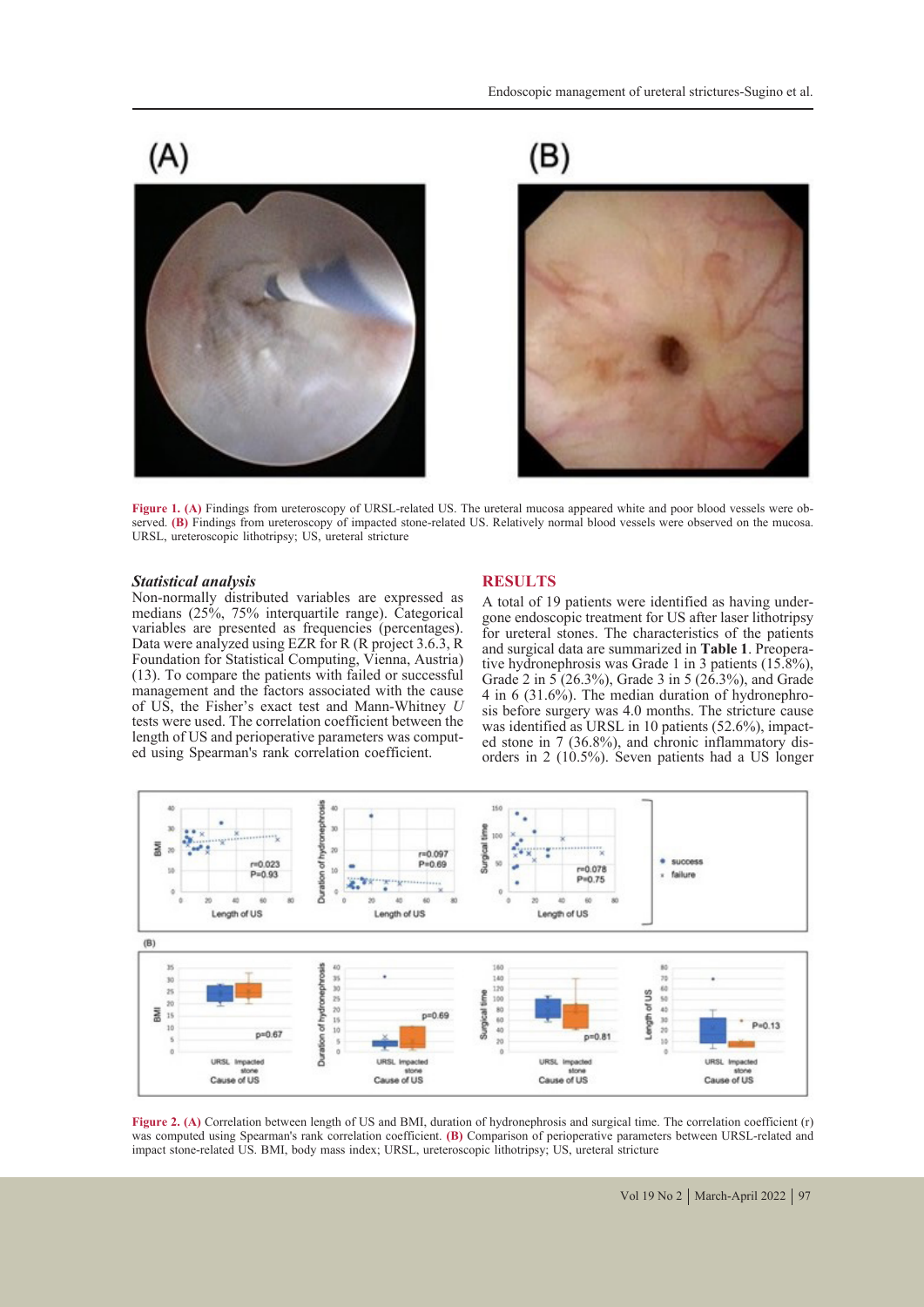Figure 1. (A) Findings from ureteroscopy of URSL-related US. The ureteral mucosa appeared white and poor blood vessels were observed. (B) Findings from ureteroscopy of impacted stone-related US. Relatively normal blood vessels were observed on the mucosa. URSL, ureteroscopic lithotripsy; US, ureteral stricture

### *Statistical analysis*

Non-normally distributed variables are expressed as medians (25%, 75% interquartile range). Categorical variables are presented as frequencies (percentages). Data were analyzed using EZR for R (R project 3.6.3, R Foundation for Statistical Computing, Vienna, Austria) (13). To compare the patients with failed or successful management and the factors associated with the cause of US, the Fisher's exact test and Mann-Whitney *U* tests were used. The correlation coefficient between the length of US and perioperative parameters was computed using Spearman's rank correlation coefficient.

## RESULTS

A total of 19 patients were identified as having undergone endoscopic treatment for US after laser lithotripsy for ureteral stones. The characteristics of the patients and surgical data are summarized in **Table 1**. Preoperative hydronephrosis was Grade 1 in 3 patients (15.8%), Grade 2 in 5 (26.3%), Grade 3 in 5 (26.3%), and Grade 4 in 6 (31.6%). The median duration of hydronephrosis before surgery was 4.0 months. The stricture cause was identified as URSL in 10 patients (52.6%), impacted stone in 7 (36.8%), and chronic inflammatory disorders in 2 (10.5%). Seven patients had a US longer

Figure 2. (A) Correlation between length of US and BMI, duration of hydronephrosis and surgical time. The correlation coefficient (r) was computed using Spearman's rank correlation coefficient. (B) Comparison of perioperative parameters between URSL-related and impact stone-related US. BMI, body mass index; URSL, ureteroscopic lithotripsy; US, ureteral stricture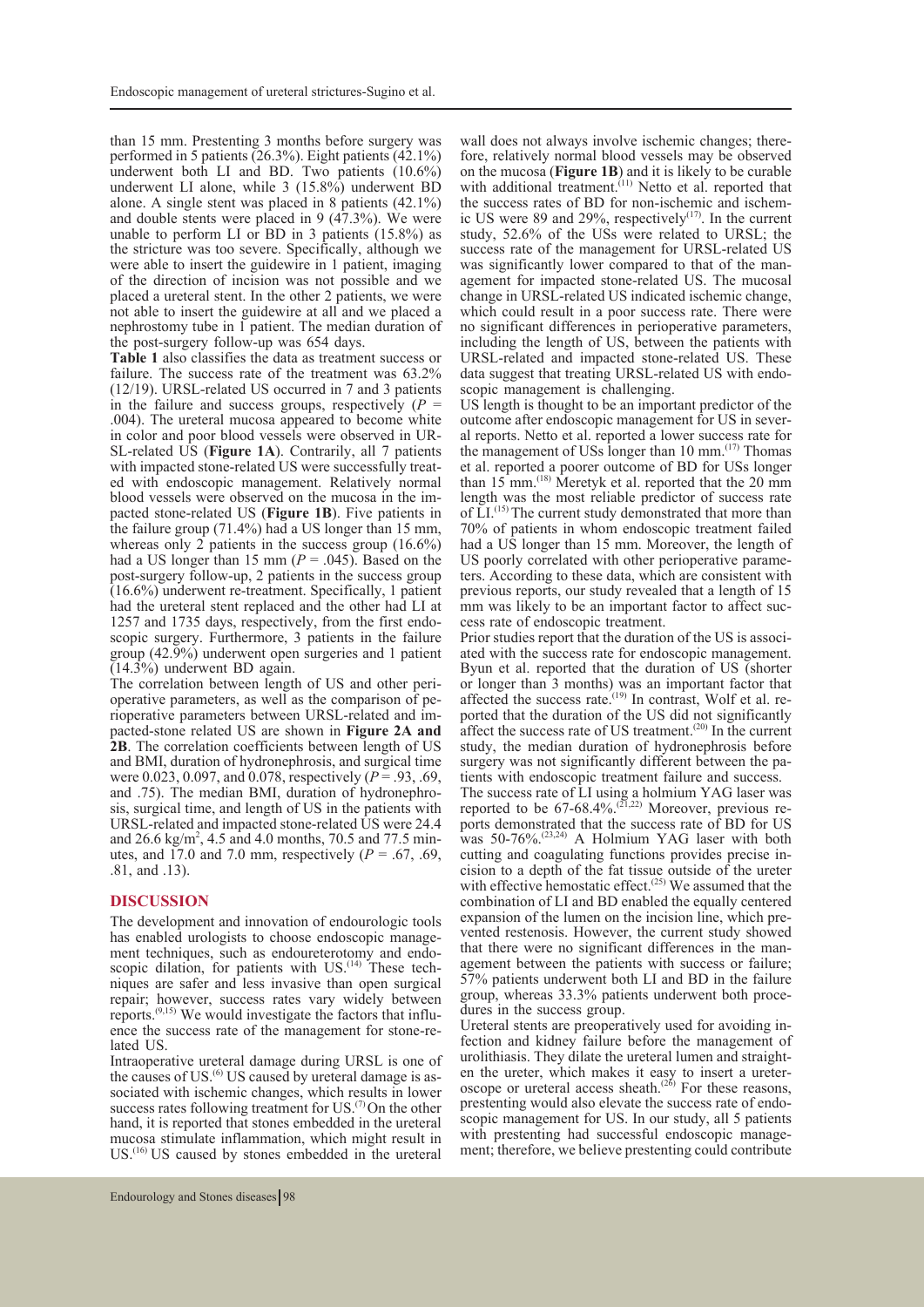than 15 mm. Presenting 3 months before surgery was performed in 5 patients (26.3%). Eight patients (42.1%) underwent both LI and BD. Two patients (10.6%) underwent LI alone, while 3 (15.8%) underwent BD alone. A single stent was placed in 8 patients (42.1%) and double stents were placed in 9 (47.3%). We were unable to perform LI or BD in 3 patients (15.8%) as the stricture was too severe. Specifically, although we were able to insert the guidewire in 1 patient, imaging of the direction of incision was not possible and we placed a ureteral stent. In the other 2 patients, we were not able to insert the guidewire at all and we placed a nephrostomy tube in 1 patient. The median duration of the post-surgery follow-up was 654 days.

**Table 1** also classifies the data as treatment success or failure. The success rate of the treatment was 63.2% (12/19). URSL-related US occurred in 7 and 3 patients in the failure and success groups, respectively ($P$ = .004). The ureteral mucosa appeared to become white in color and poor blood vessels were observed in URSL-related US (**Figure 1A**). Contrarily, all 7 patients with impacted stone-related US were successfully treated with endoscopic management. Relatively normal blood vessels were observed on the mucosa in the impacted stone-related US (**Figure 1B**). Five patients in the failure group (71.4%) had a US longer than 15 mm, whereas only 2 patients in the success group (16.6%) had a US longer than 15 mm ($P$ = .045). Based on the post-surgery follow-up, 2 patients in the success group (16.6%) underwent re-treatment. Specifically, 1 patient had the ureteral stent replaced and the other had LI at 1257 and 1735 days, respectively, from the first endoscopic surgery. Furthermore, 3 patients in the failure group (42.9%) underwent open surgeries and 1 patient (14.3%) underwent BD again.

The correlation between length of US and other perioperative parameters, as well as the comparison of perioperative parameters between URSL-related and impacted-stone related US are shown in **Figure 2A and 2B**. The correlation coefficients between length of US and BMI, duration of hydronephrosis, and surgical time were 0.023, 0.097, and 0.078, respectively ($P$ = .93, .69, and .75). The median BMI, duration of hydronephrosis, surgical time, and length of US in the patients with URSL-related and impacted stone-related US were 24.4 and 26.6 kg/m$^2$, 4.5 and 4.0 months, 70.5 and 77.5 minutes, and 17.0 and 7.0 mm, respectively ($P$ = .67, .69, .81, and .13).

## DISCUSSION

The development and innovation of endourologic tools has enabled urologists to choose endoscopic management techniques, such as endoureterotomy and endoscopic dilation, for patients with US.[14] These techniques are safer and less invasive than open surgical repair; however, success rates vary widely between reports.[9,15] We would investigate the factors that influence the success rate of the management for stone-related US.

Intraoperative ureteral damage during URSL is one of the causes of US.[6] US caused by ureteral damage is associated with ischemic changes, which results in lower success rates following treatment for US.[7] On the other hand, it is reported that stones embedded in the ureteral mucosa stimulate inflammation, which might result in US.[16] US caused by stones embedded in the ureteral wall does not always involve ischemic changes; therefore, relatively normal blood vessels may be observed on the mucosa (**Figure 1B**) and it is likely to be curable with additional treatment.[11] Netto et al. reported that the success rates of BD for non-ischemic and ischemic US were 89 and 29%, respectively[17]. In the current study, 52.6% of the USs were related to URSL; the success rate of the management for URSL-related US was significantly lower compared to that of the management for impacted stone-related US. The mucosal change in URSL-related US indicated ischemic change, which could result in a poor success rate. There were no significant differences in perioperative parameters, including the length of US, between the patients with URSL-related and impacted stone-related US. These data suggest that treating URSL-related US with endoscopic management is challenging.

US length is thought to be an important predictor of the outcome after endoscopic management for US in several reports. Netto et al. reported a lower success rate for the management of USs longer than 10 mm.[17] Thomas et al. reported a poorer outcome of BD for USs longer than 15 mm.[18] Meretyk et al. reported that the 20 mm length was the most reliable predictor of success rate of LI.[15] The current study demonstrated that more than 70% of patients in whom endoscopic treatment failed had a US longer than 15 mm. Moreover, the length of US poorly correlated with other perioperative parameters. According to these data, which are consistent with previous reports, our study revealed that a length of 15 mm was likely to be an important factor to affect success rate of endoscopic treatment.

Prior studies report that the duration of the US is associated with the success rate for endoscopic management. Byun et al. reported that the duration of US (shorter or longer than 3 months) was an important factor that affected the success rate.[19] In contrast, Wolf et al. reported that the duration of the US did not significantly affect the success rate of US treatment.[20] In the current study, the median duration of hydronephrosis before surgery was not significantly different between the patients with endoscopic treatment failure and success.

The success rate of LI using a holmium YAG laser was reported to be 67-68.4%.[21,22] Moreover, previous reports demonstrated that the success rate of BD for US was 50-76%.[23,24] A Holmium YAG laser with both cutting and coagulating functions provides precise incision to a depth of the fat tissue outside of the ureter with effective hemostatic effect.[25] We assumed that the combination of LI and BD enabled the equally centered expansion of the lumen on the incision line, which prevented restenosis. However, the current study showed that there were no significant differences in the management between the patients with success or failure; 57% patients underwent both LI and BD in the failure group, whereas 33.3% patients underwent both procedures in the success group.

Ureteral stents are preoperatively used for avoiding infection and kidney failure before the management of urolithiasis. They dilate the ureteral lumen and straighten the ureter, which makes it easy to insert a ureteroscope or ureteral access sheath.[26] For these reasons, prestenting would also elevate the success rate of endoscopic management for US. In our study, all 5 patients with prestenting had successful endoscopic management; therefore, we believe prestenting could contribute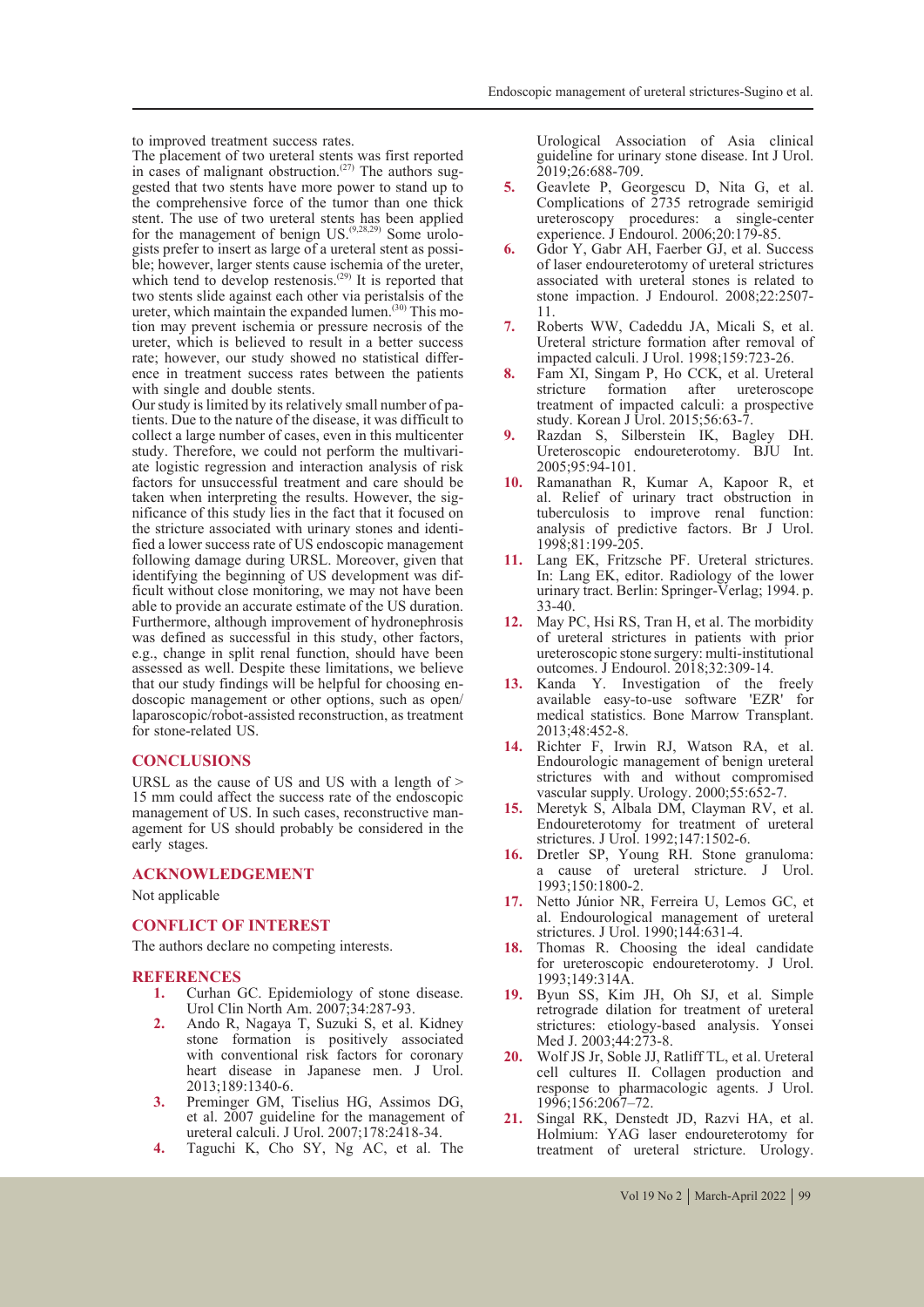to improved treatment success rates.

The placement of two ureteral stents was first reported in cases of malignant obstruction.[27] The authors suggested that two stents have more power to stand up to the comprehensive force of the tumor than one thick stent. The use of two ureteral stents has been applied for the management of benign US.[9,28,29] Some urologists prefer to insert as large of a ureteral stent as possible; however, larger stents cause ischemia of the ureter, which tend to develop restenosis.[29] It is reported that two stents slide against each other via peristalsis of the ureter, which maintain the expanded lumen.[30] This motion may prevent ischemia or pressure necrosis of the ureter, which is believed to result in a better success rate; however, our study showed no statistical difference in treatment success rates between the patients with single and double stents.

Our study is limited by its relatively small number of patients. Due to the nature of the disease, it was difficult to collect a large number of cases, even in this multicenter study. Therefore, we could not perform the multivariate logistic regression and interaction analysis of risk factors for unsuccessful treatment and care should be taken when interpreting the results. However, the significance of this study lies in the fact that it focused on the stricture associated with urinary stones and identified a lower success rate of US endoscopic management following damage during URSL. Moreover, given that identifying the beginning of US development was difficult without close monitoring, we may not have been able to provide an accurate estimate of the US duration. Furthermore, although improvement of hydronephrosis was defined as successful in this study, other factors, e.g., change in split renal function, should have been assessed as well. Despite these limitations, we believe that our study findings will be helpful for choosing endoscopic management or other options, such as open/laparoscopic/robot-assisted reconstruction, as treatment for stone-related US.

## CONCLUSIONS

URSL as the cause of US and US with a length of > 15 mm could affect the success rate of the endoscopic management of US. In such cases, reconstructive management for US should probably be considered in the early stages.

## ACKNOWLEDGEMENT

Not applicable

## CONFLICT OF INTEREST

The authors declare no competing interests.

## REFERENCES

1. Curhan GC. Epidemiology of stone disease. Urol Clin North Am. 2007;34:287-93.
2. Ando R, Nagaya T, Suzuki S, et al. Kidney stone formation is positively associated with conventional risk factors for coronary heart disease in Japanese men. J Urol. 2013;189:1340-6.
3. Preminger GM, Tiselius HG, Assimos DG, et al. 2007 guideline for the management of ureteral calculi. J Urol. 2007;178:2418-34.
4. Taguchi K, Cho SY, Ng AC, et al. The Urological Association of Asia clinical guideline for urinary stone disease. Int J Urol. 2019;26:688-709.
5. Geavlete P, Georgescu D, Nita G, et al. Complications of 2735 retrograde semirigid ureteroscopy procedures: a single-center experience. J Endourol. 2006;20:179-85.
6. Gdor Y, Gabr AH, Faerber GJ, et al. Success of laser endoureterotomy of ureteral strictures associated with ureteral stones is related to stone impaction. J Endourol. 2008;22:2507-11.
7. Roberts WW, Cadeddu JA, Micali S, et al. Ureteral stricture formation after removal of impacted calculi. J Urol. 1998;159:723-26.
8. Fam XI, Singam P, Ho CCK, et al. Ureteral stricture formation after ureteroscope treatment of impacted calculi: a prospective study. Korean J Urol. 2015;56:63-7.
9. Razdan S, Silberstein IK, Bagley DH. Ureteroscopic endoureterotomy. BJU Int. 2005;95:94-101.
10. Ramanathan R, Kumar A, Kapoor R, et al. Relief of urinary tract obstruction in tuberculosis to improve renal function: analysis of predictive factors. Br J Urol. 1998;81:199-205.
11. Lang EK, Fritzsche PF. Ureteral strictures. In: Lang EK, editor. Radiology of the lower urinary tract. Berlin: Springer-Verlag; 1994. p. 33-40.
12. May PC, Hsi RS, Tran H, et al. The morbidity of ureteral strictures in patients with prior ureteroscopic stone surgery: multi-institutional outcomes. J Endourol. 2018;32:309-14.
13. Kanda Y. Investigation of the freely available easy-to-use software 'EZR' for medical statistics. Bone Marrow Transplant. 2013;48:452-8.
14. Richter F, Irwin RJ, Watson RA, et al. Endourologic management of benign ureteral strictures with and without compromised vascular supply. Urology. 2000;55:652-7.
15. Meretyk S, Albala DM, Clayman RV, et al. Endoureterotomy for treatment of ureteral strictures. J Urol. 1992;147:1502-6.
16. Dretler SP, Young RH. Stone granuloma: a cause of ureteral stricture. J Urol. 1993;150:1800-2.
17. Netto Júnior NR, Ferreira U, Lemos GC, et al. Endourological management of ureteral strictures. J Urol. 1990;144:631-4.
18. Thomas R. Choosing the ideal candidate for ureteroscopic endoureterotomy. J Urol. 1993;149:314A.
19. Byun SS, Kim JH, Oh SJ, et al. Simple retrograde dilation for treatment of ureteral strictures: etiology-based analysis. Yonsei Med J. 2003;44:273-8.
20. Wolf JS Jr, Soble JJ, Ratliff TL, et al. Ureteral cell cultures II. Collagen production and response to pharmacologic agents. J Urol. 1996;156:2067–72.
21. Singal RK, Denstedt JD, Razvi HA, et al. Holmium: YAG laser endoureterotomy for treatment of ureteral stricture. Urology.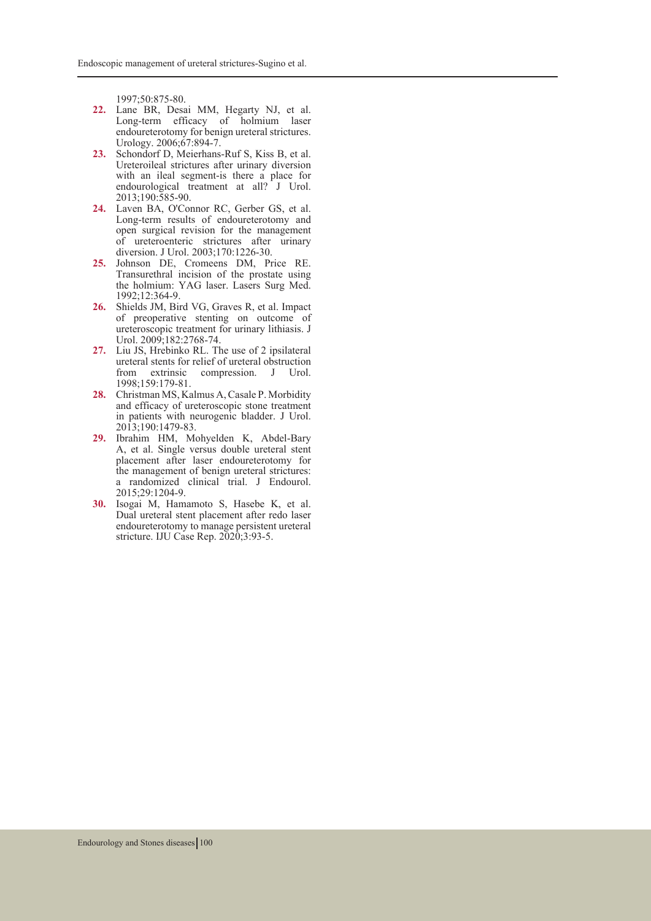1997;50:875-80.

22. Lane BR, Desai MM, Hegarty NJ, et al. Long-term efficacy of holmium laser endoureterotomy for benign ureteral strictures. Urology. 2006;67:894-7.
23. Schondorf D, Meierhans-Ruf S, Kiss B, et al. Ureteroileal strictures after urinary diversion with an ileal segment-is there a place for endourological treatment at all? J Urol. 2013;190:585-90.
24. Laven BA, O'Connor RC, Gerber GS, et al. Long-term results of endoureterotomy and open surgical revision for the management of ureteroenteric strictures after urinary diversion. J Urol. 2003;170:1226-30.
25. Johnson DE, Cromeens DM, Price RE. Transurethral incision of the prostate using the holmium: YAG laser. Lasers Surg Med. 1992;12:364-9.
26. Shields JM, Bird VG, Graves R, et al. Impact of preoperative stenting on outcome of ureteroscopic treatment for urinary lithiasis. J Urol. 2009;182:2768-74.
27. Liu JS, Hrebinko RL. The use of 2 ipsilateral ureteral stents for relief of ureteral obstruction from extrinsic compression. J Urol. 1998;159:179-81.
28. Christman MS, Kalmus A, Casale P. Morbidity and efficacy of ureteroscopic stone treatment in patients with neurogenic bladder. J Urol. 2013;190:1479-83.
29. Ibrahim HM, Mohyelden K, Abdel-Bary A, et al. Single versus double ureteral stent placement after laser endoureterotomy for the management of benign ureteral strictures: a randomized clinical trial. J Endourol. 2015;29:1204-9.
30. Isogai M, Hamamoto S, Hasebe K, et al. Dual ureteral stent placement after redo laser endoureterotomy to manage persistent ureteral stricture. IJU Case Rep. 2020;3:93-5.